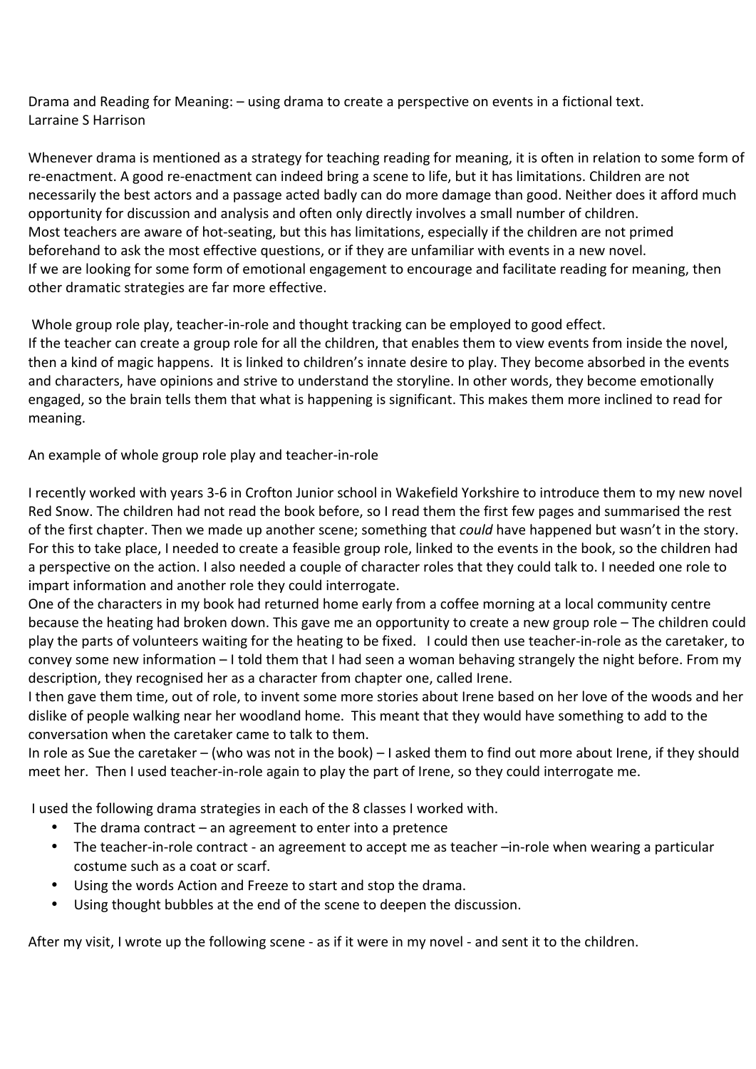Drama and Reading for Meaning: – using drama to create a perspective on events in a fictional text.
Larraine S Harrison

Whenever drama is mentioned as a strategy for teaching reading for meaning, it is often in relation to some form of re-enactment. A good re-enactment can indeed bring a scene to life, but it has limitations. Children are not necessarily the best actors and a passage acted badly can do more damage than good. Neither does it afford much opportunity for discussion and analysis and often only directly involves a small number of children.
Most teachers are aware of hot-seating, but this has limitations, especially if the children are not primed beforehand to ask the most effective questions, or if they are unfamiliar with events in a new novel.
If we are looking for some form of emotional engagement to encourage and facilitate reading for meaning, then other dramatic strategies are far more effective.

Whole group role play, teacher-in-role and thought tracking can be employed to good effect.
If the teacher can create a group role for all the children, that enables them to view events from inside the novel, then a kind of magic happens. It is linked to children's innate desire to play. They become absorbed in the events and characters, have opinions and strive to understand the storyline. In other words, they become emotionally engaged, so the brain tells them that what is happening is significant. This makes them more inclined to read for meaning.

An example of whole group role play and teacher-in-role

I recently worked with years 3-6 in Crofton Junior school in Wakefield Yorkshire to introduce them to my new novel Red Snow. The children had not read the book before, so I read them the first few pages and summarised the rest of the first chapter. Then we made up another scene; something that *could* have happened but wasn't in the story. For this to take place, I needed to create a feasible group role, linked to the events in the book, so the children had a perspective on the action. I also needed a couple of character roles that they could talk to. I needed one role to impart information and another role they could interrogate.
One of the characters in my book had returned home early from a coffee morning at a local community centre because the heating had broken down. This gave me an opportunity to create a new group role – The children could play the parts of volunteers waiting for the heating to be fixed. I could then use teacher-in-role as the caretaker, to convey some new information – I told them that I had seen a woman behaving strangely the night before. From my description, they recognised her as a character from chapter one, called Irene.
I then gave them time, out of role, to invent some more stories about Irene based on her love of the woods and her dislike of people walking near her woodland home. This meant that they would have something to add to the conversation when the caretaker came to talk to them.
In role as Sue the caretaker – (who was not in the book) – I asked them to find out more about Irene, if they should meet her. Then I used teacher-in-role again to play the part of Irene, so they could interrogate me.

I used the following drama strategies in each of the 8 classes I worked with.

- The drama contract – an agreement to enter into a pretence
- The teacher-in-role contract - an agreement to accept me as teacher –in-role when wearing a particular costume such as a coat or scarf.
- Using the words Action and Freeze to start and stop the drama.
- Using thought bubbles at the end of the scene to deepen the discussion.

After my visit, I wrote up the following scene - as if it were in my novel - and sent it to the children.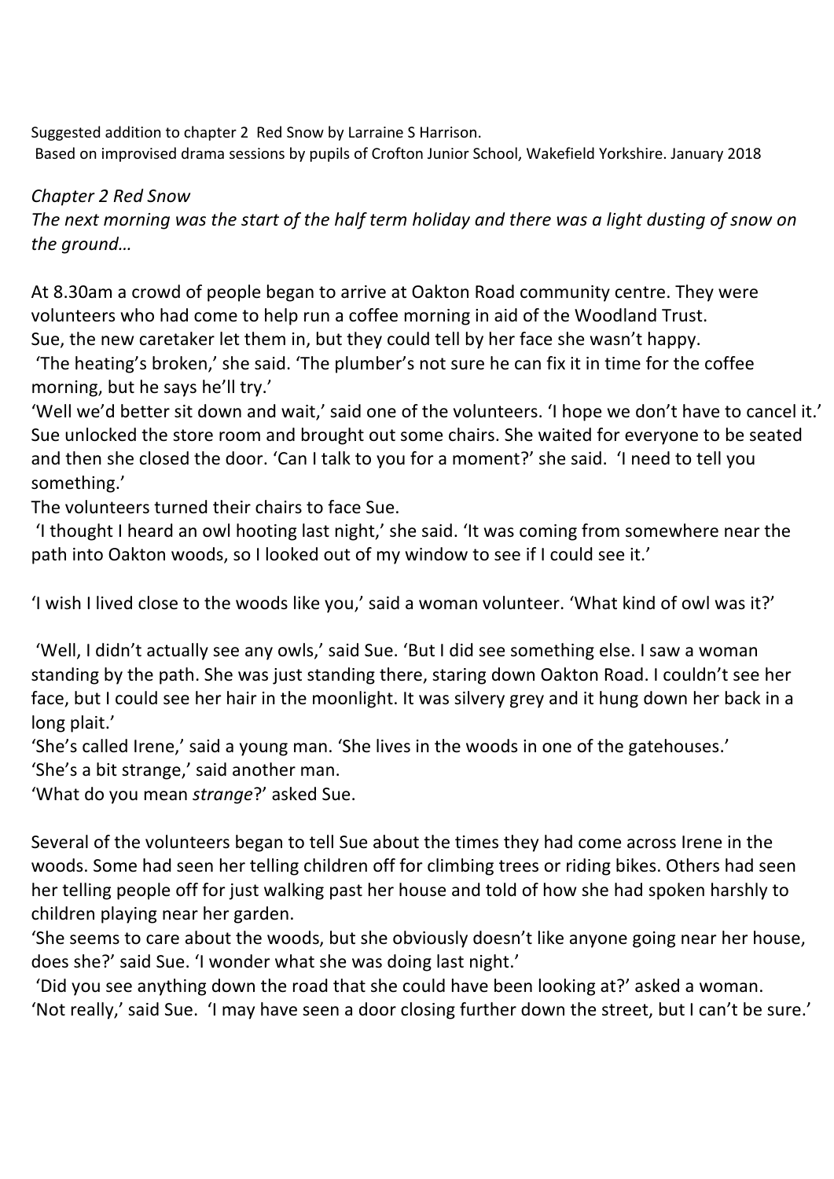Suggested addition to chapter 2 Red Snow by Larraine S Harrison.
Based on improvised drama sessions by pupils of Crofton Junior School, Wakefield Yorkshire. January 2018

*Chapter 2 Red Snow*

*The next morning was the start of the half term holiday and there was a light dusting of snow on the ground…*

At 8.30am a crowd of people began to arrive at Oakton Road community centre. They were volunteers who had come to help run a coffee morning in aid of the Woodland Trust.
Sue, the new caretaker let them in, but they could tell by her face she wasn't happy.
'The heating's broken,' she said. 'The plumber's not sure he can fix it in time for the coffee morning, but he says he'll try.'
'Well we'd better sit down and wait,' said one of the volunteers. 'I hope we don't have to cancel it.'
Sue unlocked the store room and brought out some chairs. She waited for everyone to be seated and then she closed the door. 'Can I talk to you for a moment?' she said. 'I need to tell you something.'
The volunteers turned their chairs to face Sue.
'I thought I heard an owl hooting last night,' she said. 'It was coming from somewhere near the path into Oakton woods, so I looked out of my window to see if I could see it.'

'I wish I lived close to the woods like you,' said a woman volunteer. 'What kind of owl was it?'

'Well, I didn't actually see any owls,' said Sue. 'But I did see something else. I saw a woman standing by the path. She was just standing there, staring down Oakton Road. I couldn't see her face, but I could see her hair in the moonlight. It was silvery grey and it hung down her back in a long plait.'
'She's called Irene,' said a young man. 'She lives in the woods in one of the gatehouses.'
'She's a bit strange,' said another man.
'What do you mean *strange*?' asked Sue.

Several of the volunteers began to tell Sue about the times they had come across Irene in the woods. Some had seen her telling children off for climbing trees or riding bikes. Others had seen her telling people off for just walking past her house and told of how she had spoken harshly to children playing near her garden.
'She seems to care about the woods, but she obviously doesn't like anyone going near her house, does she?' said Sue. 'I wonder what she was doing last night.'
'Did you see anything down the road that she could have been looking at?' asked a woman.
'Not really,' said Sue. 'I may have seen a door closing further down the street, but I can't be sure.'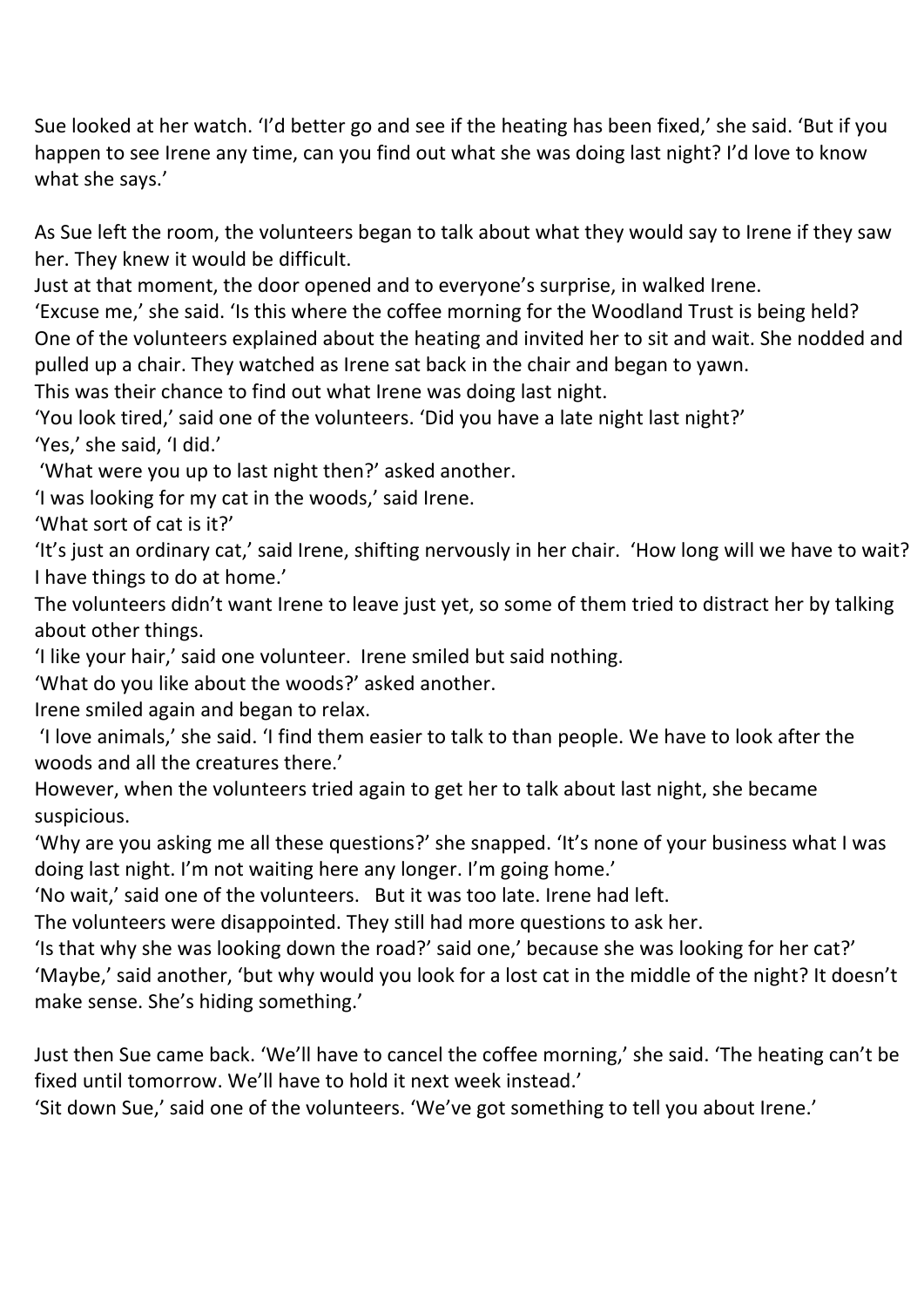Sue looked at her watch. 'I'd better go and see if the heating has been fixed,' she said. 'But if you happen to see Irene any time, can you find out what she was doing last night? I'd love to know what she says.'

As Sue left the room, the volunteers began to talk about what they would say to Irene if they saw her. They knew it would be difficult.

Just at that moment, the door opened and to everyone's surprise, in walked Irene.

'Excuse me,' she said. 'Is this where the coffee morning for the Woodland Trust is being held?

One of the volunteers explained about the heating and invited her to sit and wait. She nodded and pulled up a chair. They watched as Irene sat back in the chair and began to yawn.

This was their chance to find out what Irene was doing last night.

'You look tired,' said one of the volunteers. 'Did you have a late night last night?'

'Yes,' she said, 'I did.'

'What were you up to last night then?' asked another.

'I was looking for my cat in the woods,' said Irene.

'What sort of cat is it?'

'It's just an ordinary cat,' said Irene, shifting nervously in her chair. 'How long will we have to wait? I have things to do at home.'

The volunteers didn't want Irene to leave just yet, so some of them tried to distract her by talking about other things.

'I like your hair,' said one volunteer. Irene smiled but said nothing.

'What do you like about the woods?' asked another.

Irene smiled again and began to relax.

'I love animals,' she said. 'I find them easier to talk to than people. We have to look after the woods and all the creatures there.'

However, when the volunteers tried again to get her to talk about last night, she became suspicious.

'Why are you asking me all these questions?' she snapped. 'It's none of your business what I was doing last night. I'm not waiting here any longer. I'm going home.'

'No wait,' said one of the volunteers. But it was too late. Irene had left.

The volunteers were disappointed. They still had more questions to ask her.

'Is that why she was looking down the road?' said one,' because she was looking for her cat?'

'Maybe,' said another, 'but why would you look for a lost cat in the middle of the night? It doesn't make sense. She's hiding something.'

Just then Sue came back. 'We'll have to cancel the coffee morning,' she said. 'The heating can't be fixed until tomorrow. We'll have to hold it next week instead.'

'Sit down Sue,' said one of the volunteers. 'We've got something to tell you about Irene.'